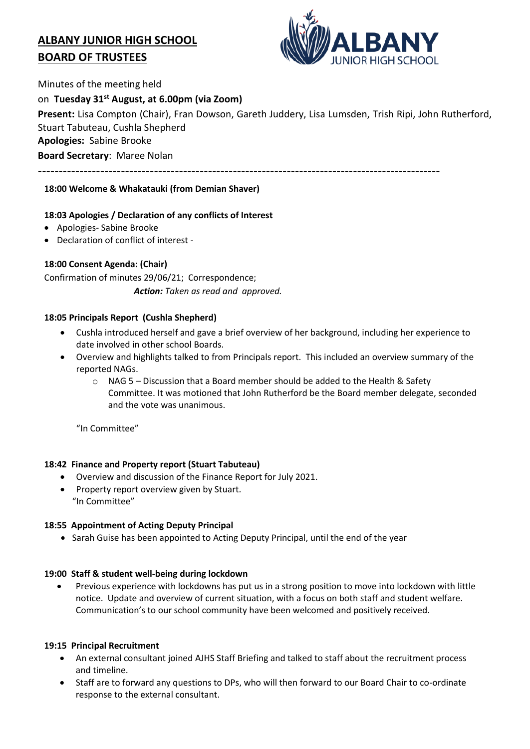# ALBANY JUNIOR HIGH SCHOOL
# BOARD OF TRUSTEES

Minutes of the meeting held

on **Tuesday 31st August, at 6.00pm (via Zoom)**

**Present:** Lisa Compton (Chair), Fran Dowson, Gareth Juddery, Lisa Lumsden, Trish Ripi, John Rutherford, Stuart Tabuteau, Cushla Shepherd

**Apologies:** Sabine Brooke

**Board Secretary**: Maree Nolan

---

**18:00 Welcome & Whakatauki (from Demian Shaver)**

**18:03 Apologies / Declaration of any conflicts of Interest**

- Apologies- Sabine Brooke
- Declaration of conflict of interest -

**18:00 Consent Agenda: (Chair)**

Confirmation of minutes 29/06/21; Correspondence;

***Action:*** *Taken as read and approved.*

**18:05 Principals Report (Cushla Shepherd)**

- Cushla introduced herself and gave a brief overview of her background, including her experience to date involved in other school Boards.
- Overview and highlights talked to from Principals report. This included an overview summary of the reported NAGs.
  - NAG 5 – Discussion that a Board member should be added to the Health & Safety Committee. It was motioned that John Rutherford be the Board member delegate, seconded and the vote was unanimous.

"In Committee"

**18:42 Finance and Property report (Stuart Tabuteau)**

- Overview and discussion of the Finance Report for July 2021.
- Property report overview given by Stuart.

"In Committee"

**18:55 Appointment of Acting Deputy Principal**

- Sarah Guise has been appointed to Acting Deputy Principal, until the end of the year

**19:00 Staff & student well-being during lockdown**

- Previous experience with lockdowns has put us in a strong position to move into lockdown with little notice. Update and overview of current situation, with a focus on both staff and student welfare. Communication's to our school community have been welcomed and positively received.

**19:15 Principal Recruitment**

- An external consultant joined AJHS Staff Briefing and talked to staff about the recruitment process and timeline.
- Staff are to forward any questions to DPs, who will then forward to our Board Chair to co-ordinate response to the external consultant.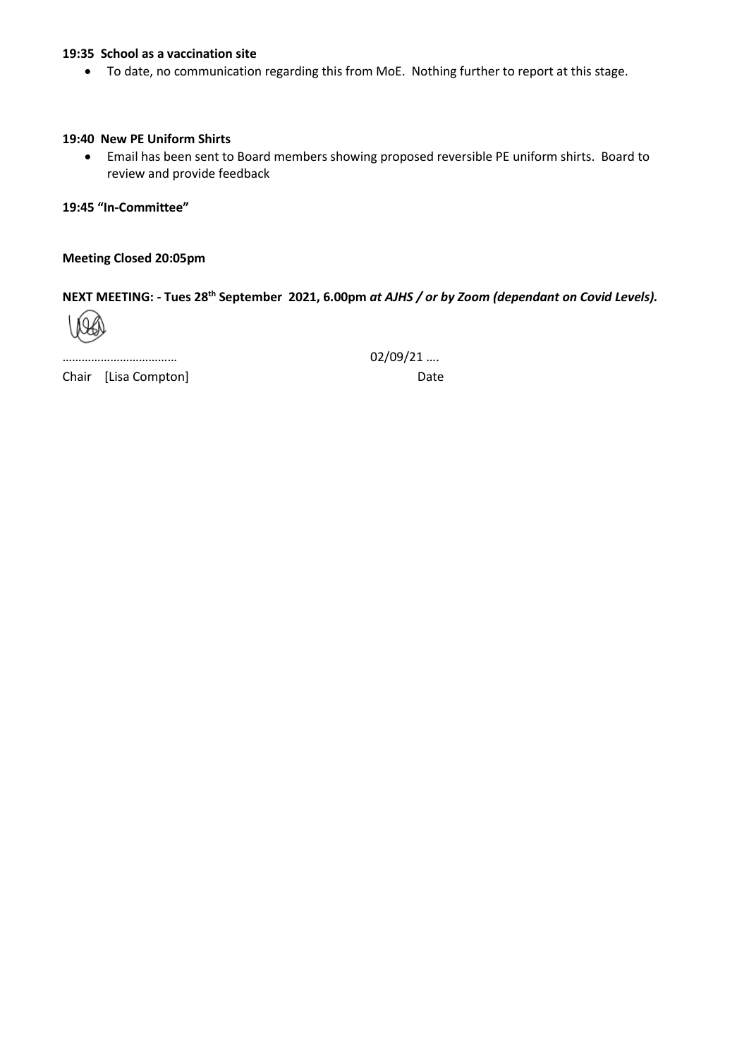**19:35  School as a vaccination site**

- To date, no communication regarding this from MoE.  Nothing further to report at this stage.

**19:40  New PE Uniform Shirts**

- Email has been sent to Board members showing proposed reversible PE uniform shirts.  Board to review and provide feedback

**19:45 "In-Committee"**

**Meeting Closed 20:05pm**

**NEXT MEETING: - Tues 28th September  2021, 6.00pm** ***at AJHS / or by Zoom (dependant on Covid Levels).***

……………………………… 02/09/21 ….

Chair    [Lisa Compton]                                                    Date